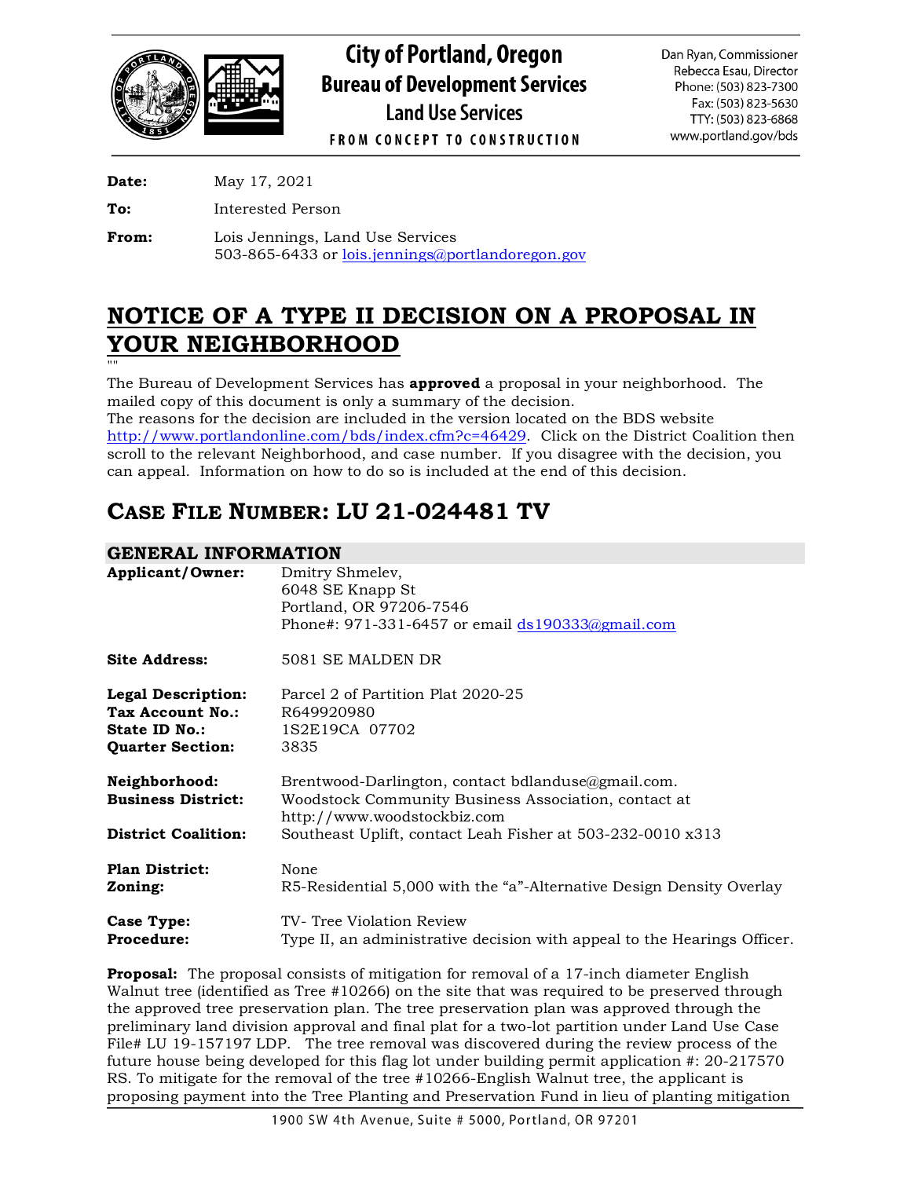# City of Portland, Oregon
## Bureau of Development Services
### Land Use Services

FROM CONCEPT TO CONSTRUCTION

Dan Ryan, Commissioner
Rebecca Esau, Director
Phone: (503) 823-7300
Fax: (503) 823-5630
TTY: (503) 823-6868
www.portland.gov/bds

**Date:** May 17, 2021

**To:** Interested Person

**From:** Lois Jennings, Land Use Services
503-865-6433 or lois.jennings@portlandoregon.gov

# NOTICE OF A TYPE II DECISION ON A PROPOSAL IN YOUR NEIGHBORHOOD

""

The Bureau of Development Services has **approved** a proposal in your neighborhood. The mailed copy of this document is only a summary of the decision.
The reasons for the decision are included in the version located on the BDS website http://www.portlandonline.com/bds/index.cfm?c=46429. Click on the District Coalition then scroll to the relevant Neighborhood, and case number. If you disagree with the decision, you can appeal. Information on how to do so is included at the end of this decision.

# CASE FILE NUMBER: LU 21-024481 TV

## GENERAL INFORMATION

**Applicant/Owner:** Dmitry Shmelev,
6048 SE Knapp St
Portland, OR 97206-7546
Phone#: 971-331-6457 or email ds190333@gmail.com

**Site Address:** 5081 SE MALDEN DR

**Legal Description:** Parcel 2 of Partition Plat 2020-25
**Tax Account No.:** R649920980
**State ID No.:** 1S2E19CA 07702
**Quarter Section:** 3835

**Neighborhood:** Brentwood-Darlington, contact bdlanduse@gmail.com.
**Business District:** Woodstock Community Business Association, contact at http://www.woodstockbiz.com
**District Coalition:** Southeast Uplift, contact Leah Fisher at 503-232-0010 x313

**Plan District:** None
**Zoning:** R5-Residential 5,000 with the "a"-Alternative Design Density Overlay

**Case Type:** TV- Tree Violation Review
**Procedure:** Type II, an administrative decision with appeal to the Hearings Officer.

**Proposal:** The proposal consists of mitigation for removal of a 17-inch diameter English Walnut tree (identified as Tree #10266) on the site that was required to be preserved through the approved tree preservation plan. The tree preservation plan was approved through the preliminary land division approval and final plat for a two-lot partition under Land Use Case File# LU 19-157197 LDP. The tree removal was discovered during the review process of the future house being developed for this flag lot under building permit application #: 20-217570 RS. To mitigate for the removal of the tree #10266-English Walnut tree, the applicant is proposing payment into the Tree Planting and Preservation Fund in lieu of planting mitigation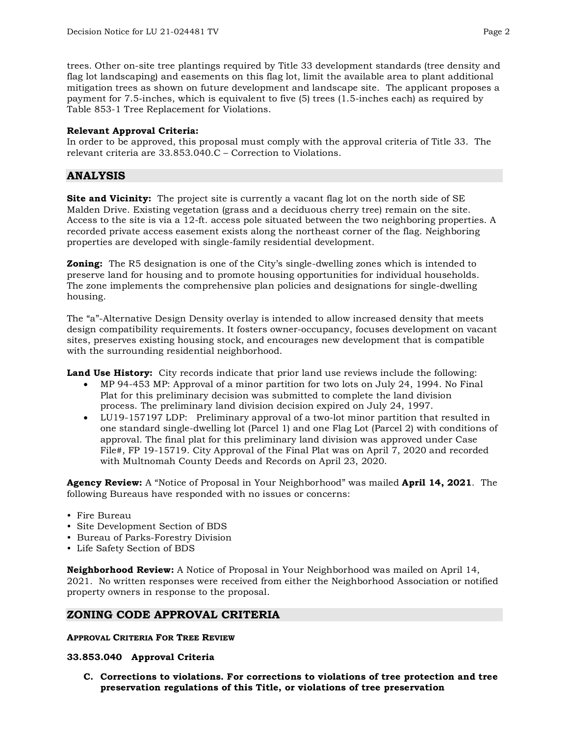trees. Other on-site tree plantings required by Title 33 development standards (tree density and flag lot landscaping) and easements on this flag lot, limit the available area to plant additional mitigation trees as shown on future development and landscape site. The applicant proposes a payment for 7.5-inches, which is equivalent to five (5) trees (1.5-inches each) as required by Table 853-1 Tree Replacement for Violations.

**Relevant Approval Criteria:**
In order to be approved, this proposal must comply with the approval criteria of Title 33. The relevant criteria are 33.853.040.C – Correction to Violations.

## ANALYSIS

**Site and Vicinity:** The project site is currently a vacant flag lot on the north side of SE Malden Drive. Existing vegetation (grass and a deciduous cherry tree) remain on the site. Access to the site is via a 12-ft. access pole situated between the two neighboring properties. A recorded private access easement exists along the northeast corner of the flag. Neighboring properties are developed with single-family residential development.

**Zoning:** The R5 designation is one of the City's single-dwelling zones which is intended to preserve land for housing and to promote housing opportunities for individual households. The zone implements the comprehensive plan policies and designations for single-dwelling housing.

The "a"-Alternative Design Density overlay is intended to allow increased density that meets design compatibility requirements. It fosters owner-occupancy, focuses development on vacant sites, preserves existing housing stock, and encourages new development that is compatible with the surrounding residential neighborhood.

**Land Use History:** City records indicate that prior land use reviews include the following:

- MP 94-453 MP: Approval of a minor partition for two lots on July 24, 1994. No Final Plat for this preliminary decision was submitted to complete the land division process. The preliminary land division decision expired on July 24, 1997.
- LU19-157197 LDP: Preliminary approval of a two-lot minor partition that resulted in one standard single-dwelling lot (Parcel 1) and one Flag Lot (Parcel 2) with conditions of approval. The final plat for this preliminary land division was approved under Case File#, FP 19-15719. City Approval of the Final Plat was on April 7, 2020 and recorded with Multnomah County Deeds and Records on April 23, 2020.

**Agency Review:** A "Notice of Proposal in Your Neighborhood" was mailed **April 14, 2021**. The following Bureaus have responded with no issues or concerns:

- Fire Bureau
- Site Development Section of BDS
- Bureau of Parks-Forestry Division
- Life Safety Section of BDS

**Neighborhood Review:** A Notice of Proposal in Your Neighborhood was mailed on April 14, 2021. No written responses were received from either the Neighborhood Association or notified property owners in response to the proposal.

## ZONING CODE APPROVAL CRITERIA

**APPROVAL CRITERIA FOR TREE REVIEW**

**33.853.040 Approval Criteria**

**C. Corrections to violations. For corrections to violations of tree protection and tree preservation regulations of this Title, or violations of tree preservation**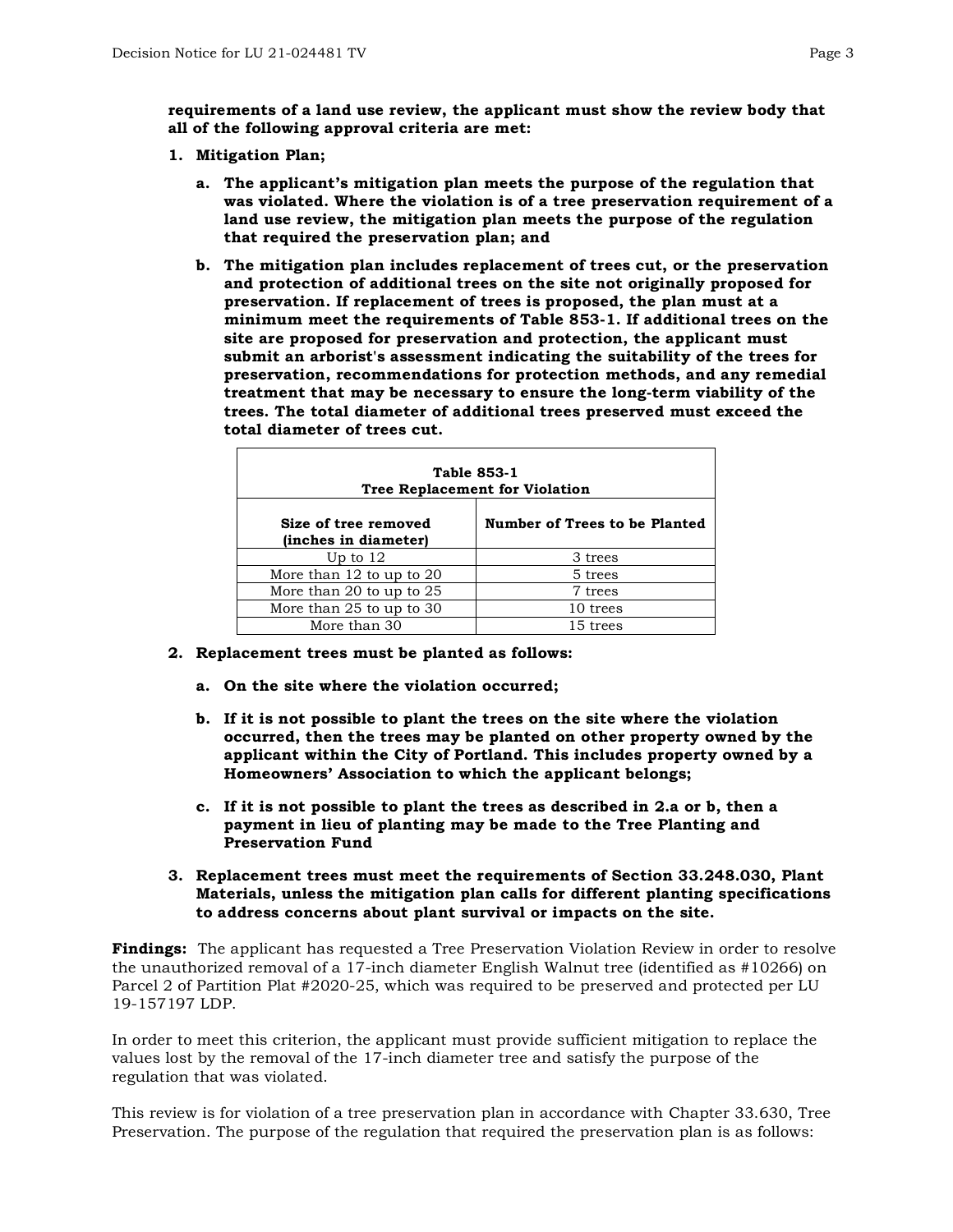**requirements of a land use review, the applicant must show the review body that all of the following approval criteria are met:**

1. **Mitigation Plan;**

   a. **The applicant's mitigation plan meets the purpose of the regulation that was violated. Where the violation is of a tree preservation requirement of a land use review, the mitigation plan meets the purpose of the regulation that required the preservation plan; and**

   b. **The mitigation plan includes replacement of trees cut, or the preservation and protection of additional trees on the site not originally proposed for preservation. If replacement of trees is proposed, the plan must at a minimum meet the requirements of Table 853-1. If additional trees on the site are proposed for preservation and protection, the applicant must submit an arborist's assessment indicating the suitability of the trees for preservation, recommendations for protection methods, and any remedial treatment that may be necessary to ensure the long-term viability of the trees. The total diameter of additional trees preserved must exceed the total diameter of trees cut.**

**Table 853-1**
**Tree Replacement for Violation**

| Size of tree removed (inches in diameter) | Number of Trees to be Planted |
|---|---|
| Up to 12 | 3 trees |
| More than 12 to up to 20 | 5 trees |
| More than 20 to up to 25 | 7 trees |
| More than 25 to up to 30 | 10 trees |
| More than 30 | 15 trees |

2. **Replacement trees must be planted as follows:**

   a. **On the site where the violation occurred;**

   b. **If it is not possible to plant the trees on the site where the violation occurred, then the trees may be planted on other property owned by the applicant within the City of Portland. This includes property owned by a Homeowners' Association to which the applicant belongs;**

   c. **If it is not possible to plant the trees as described in 2.a or b, then a payment in lieu of planting may be made to the Tree Planting and Preservation Fund**

3. **Replacement trees must meet the requirements of Section 33.248.030, Plant Materials, unless the mitigation plan calls for different planting specifications to address concerns about plant survival or impacts on the site.**

**Findings:** The applicant has requested a Tree Preservation Violation Review in order to resolve the unauthorized removal of a 17-inch diameter English Walnut tree (identified as #10266) on Parcel 2 of Partition Plat #2020-25, which was required to be preserved and protected per LU 19-157197 LDP.

In order to meet this criterion, the applicant must provide sufficient mitigation to replace the values lost by the removal of the 17-inch diameter tree and satisfy the purpose of the regulation that was violated.

This review is for violation of a tree preservation plan in accordance with Chapter 33.630, Tree Preservation. The purpose of the regulation that required the preservation plan is as follows: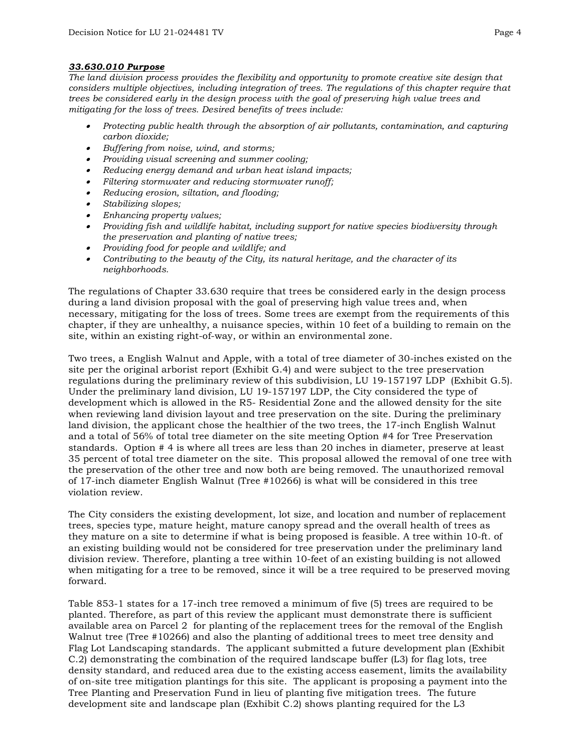***33.630.010 Purpose***

*The land division process provides the flexibility and opportunity to promote creative site design that considers multiple objectives, including integration of trees. The regulations of this chapter require that trees be considered early in the design process with the goal of preserving high value trees and mitigating for the loss of trees. Desired benefits of trees include:*

- *Protecting public health through the absorption of air pollutants, contamination, and capturing carbon dioxide;*
- *Buffering from noise, wind, and storms;*
- *Providing visual screening and summer cooling;*
- *Reducing energy demand and urban heat island impacts;*
- *Filtering stormwater and reducing stormwater runoff;*
- *Reducing erosion, siltation, and flooding;*
- *Stabilizing slopes;*
- *Enhancing property values;*
- *Providing fish and wildlife habitat, including support for native species biodiversity through the preservation and planting of native trees;*
- *Providing food for people and wildlife; and*
- *Contributing to the beauty of the City, its natural heritage, and the character of its neighborhoods.*

The regulations of Chapter 33.630 require that trees be considered early in the design process during a land division proposal with the goal of preserving high value trees and, when necessary, mitigating for the loss of trees. Some trees are exempt from the requirements of this chapter, if they are unhealthy, a nuisance species, within 10 feet of a building to remain on the site, within an existing right-of-way, or within an environmental zone.

Two trees, a English Walnut and Apple, with a total of tree diameter of 30-inches existed on the site per the original arborist report (Exhibit G.4) and were subject to the tree preservation regulations during the preliminary review of this subdivision, LU 19-157197 LDP (Exhibit G.5). Under the preliminary land division, LU 19-157197 LDP, the City considered the type of development which is allowed in the R5- Residential Zone and the allowed density for the site when reviewing land division layout and tree preservation on the site. During the preliminary land division, the applicant chose the healthier of the two trees, the 17-inch English Walnut and a total of 56% of total tree diameter on the site meeting Option #4 for Tree Preservation standards. Option # 4 is where all trees are less than 20 inches in diameter, preserve at least 35 percent of total tree diameter on the site. This proposal allowed the removal of one tree with the preservation of the other tree and now both are being removed. The unauthorized removal of 17-inch diameter English Walnut (Tree #10266) is what will be considered in this tree violation review.

The City considers the existing development, lot size, and location and number of replacement trees, species type, mature height, mature canopy spread and the overall health of trees as they mature on a site to determine if what is being proposed is feasible. A tree within 10-ft. of an existing building would not be considered for tree preservation under the preliminary land division review. Therefore, planting a tree within 10-feet of an existing building is not allowed when mitigating for a tree to be removed, since it will be a tree required to be preserved moving forward.

Table 853-1 states for a 17-inch tree removed a minimum of five (5) trees are required to be planted. Therefore, as part of this review the applicant must demonstrate there is sufficient available area on Parcel 2 for planting of the replacement trees for the removal of the English Walnut tree (Tree #10266) and also the planting of additional trees to meet tree density and Flag Lot Landscaping standards. The applicant submitted a future development plan (Exhibit C.2) demonstrating the combination of the required landscape buffer (L3) for flag lots, tree density standard, and reduced area due to the existing access easement, limits the availability of on-site tree mitigation plantings for this site. The applicant is proposing a payment into the Tree Planting and Preservation Fund in lieu of planting five mitigation trees. The future development site and landscape plan (Exhibit C.2) shows planting required for the L3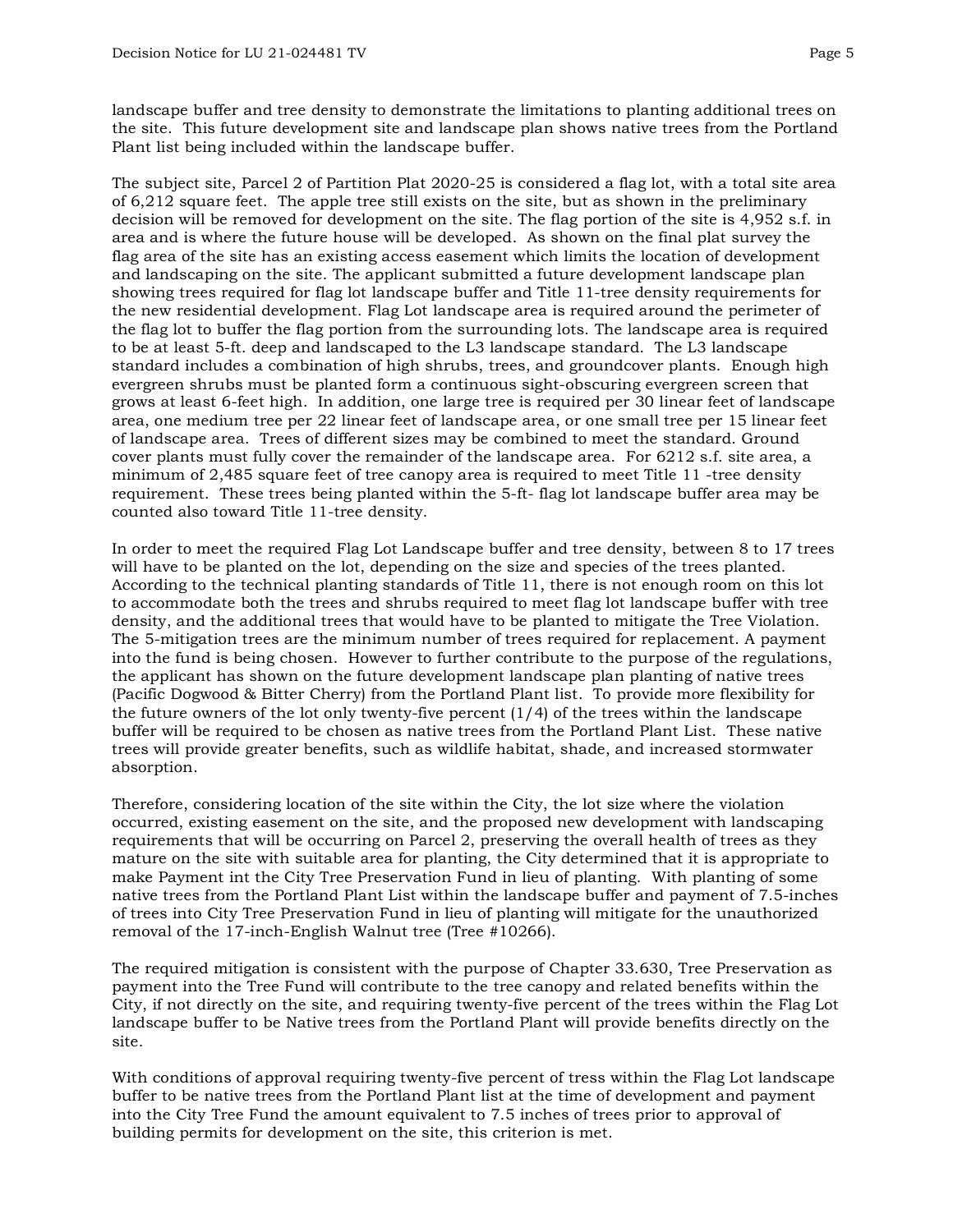landscape buffer and tree density to demonstrate the limitations to planting additional trees on the site. This future development site and landscape plan shows native trees from the Portland Plant list being included within the landscape buffer.

The subject site, Parcel 2 of Partition Plat 2020-25 is considered a flag lot, with a total site area of 6,212 square feet. The apple tree still exists on the site, but as shown in the preliminary decision will be removed for development on the site. The flag portion of the site is 4,952 s.f. in area and is where the future house will be developed. As shown on the final plat survey the flag area of the site has an existing access easement which limits the location of development and landscaping on the site. The applicant submitted a future development landscape plan showing trees required for flag lot landscape buffer and Title 11-tree density requirements for the new residential development. Flag Lot landscape area is required around the perimeter of the flag lot to buffer the flag portion from the surrounding lots. The landscape area is required to be at least 5-ft. deep and landscaped to the L3 landscape standard. The L3 landscape standard includes a combination of high shrubs, trees, and groundcover plants. Enough high evergreen shrubs must be planted form a continuous sight-obscuring evergreen screen that grows at least 6-feet high. In addition, one large tree is required per 30 linear feet of landscape area, one medium tree per 22 linear feet of landscape area, or one small tree per 15 linear feet of landscape area. Trees of different sizes may be combined to meet the standard. Ground cover plants must fully cover the remainder of the landscape area. For 6212 s.f. site area, a minimum of 2,485 square feet of tree canopy area is required to meet Title 11 -tree density requirement. These trees being planted within the 5-ft- flag lot landscape buffer area may be counted also toward Title 11-tree density.

In order to meet the required Flag Lot Landscape buffer and tree density, between 8 to 17 trees will have to be planted on the lot, depending on the size and species of the trees planted. According to the technical planting standards of Title 11, there is not enough room on this lot to accommodate both the trees and shrubs required to meet flag lot landscape buffer with tree density, and the additional trees that would have to be planted to mitigate the Tree Violation. The 5-mitigation trees are the minimum number of trees required for replacement. A payment into the fund is being chosen. However to further contribute to the purpose of the regulations, the applicant has shown on the future development landscape plan planting of native trees (Pacific Dogwood & Bitter Cherry) from the Portland Plant list. To provide more flexibility for the future owners of the lot only twenty-five percent (1/4) of the trees within the landscape buffer will be required to be chosen as native trees from the Portland Plant List. These native trees will provide greater benefits, such as wildlife habitat, shade, and increased stormwater absorption.

Therefore, considering location of the site within the City, the lot size where the violation occurred, existing easement on the site, and the proposed new development with landscaping requirements that will be occurring on Parcel 2, preserving the overall health of trees as they mature on the site with suitable area for planting, the City determined that it is appropriate to make Payment int the City Tree Preservation Fund in lieu of planting. With planting of some native trees from the Portland Plant List within the landscape buffer and payment of 7.5-inches of trees into City Tree Preservation Fund in lieu of planting will mitigate for the unauthorized removal of the 17-inch-English Walnut tree (Tree #10266).

The required mitigation is consistent with the purpose of Chapter 33.630, Tree Preservation as payment into the Tree Fund will contribute to the tree canopy and related benefits within the City, if not directly on the site, and requiring twenty-five percent of the trees within the Flag Lot landscape buffer to be Native trees from the Portland Plant will provide benefits directly on the site.

With conditions of approval requiring twenty-five percent of tress within the Flag Lot landscape buffer to be native trees from the Portland Plant list at the time of development and payment into the City Tree Fund the amount equivalent to 7.5 inches of trees prior to approval of building permits for development on the site, this criterion is met.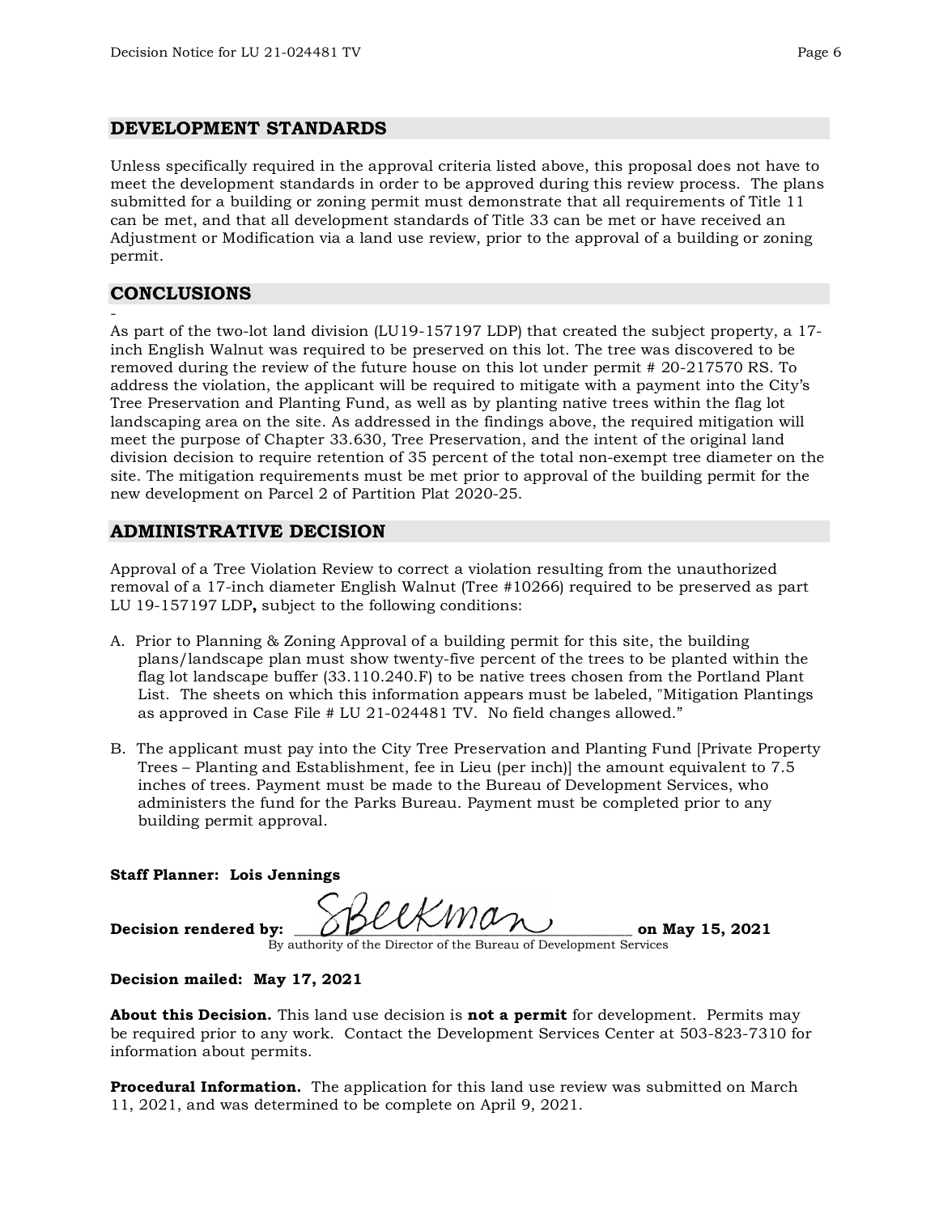## DEVELOPMENT STANDARDS

Unless specifically required in the approval criteria listed above, this proposal does not have to meet the development standards in order to be approved during this review process. The plans submitted for a building or zoning permit must demonstrate that all requirements of Title 11 can be met, and that all development standards of Title 33 can be met or have received an Adjustment or Modification via a land use review, prior to the approval of a building or zoning permit.

## CONCLUSIONS

-

As part of the two-lot land division (LU19-157197 LDP) that created the subject property, a 17-inch English Walnut was required to be preserved on this lot. The tree was discovered to be removed during the review of the future house on this lot under permit # 20-217570 RS. To address the violation, the applicant will be required to mitigate with a payment into the City's Tree Preservation and Planting Fund, as well as by planting native trees within the flag lot landscaping area on the site. As addressed in the findings above, the required mitigation will meet the purpose of Chapter 33.630, Tree Preservation, and the intent of the original land division decision to require retention of 35 percent of the total non-exempt tree diameter on the site. The mitigation requirements must be met prior to approval of the building permit for the new development on Parcel 2 of Partition Plat 2020-25.

## ADMINISTRATIVE DECISION

Approval of a Tree Violation Review to correct a violation resulting from the unauthorized removal of a 17-inch diameter English Walnut (Tree #10266) required to be preserved as part LU 19-157197 LDP**,** subject to the following conditions:

A. Prior to Planning & Zoning Approval of a building permit for this site, the building plans/landscape plan must show twenty-five percent of the trees to be planted within the flag lot landscape buffer (33.110.240.F) to be native trees chosen from the Portland Plant List. The sheets on which this information appears must be labeled, "Mitigation Plantings as approved in Case File # LU 21-024481 TV. No field changes allowed."

B. The applicant must pay into the City Tree Preservation and Planting Fund [Private Property Trees – Planting and Establishment, fee in Lieu (per inch)] the amount equivalent to 7.5 inches of trees. Payment must be made to the Bureau of Development Services, who administers the fund for the Parks Bureau. Payment must be completed prior to any building permit approval.

**Staff Planner: Lois Jennings**

**Decision rendered by:** SBeckman **on May 15, 2021**
By authority of the Director of the Bureau of Development Services

**Decision mailed: May 17, 2021**

**About this Decision.** This land use decision is **not a permit** for development. Permits may be required prior to any work. Contact the Development Services Center at 503-823-7310 for information about permits.

**Procedural Information.** The application for this land use review was submitted on March 11, 2021, and was determined to be complete on April 9, 2021.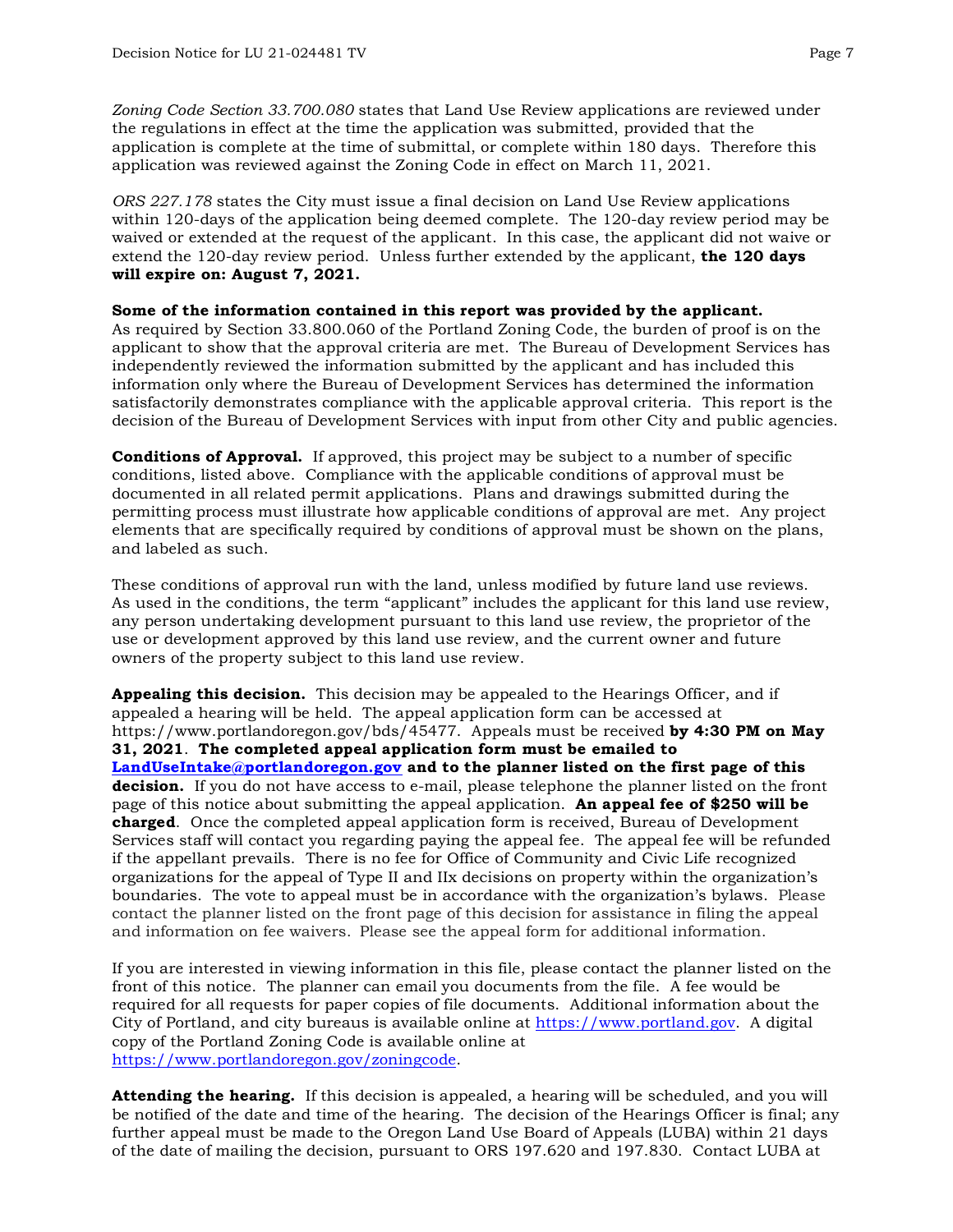*Zoning Code Section 33.700.080* states that Land Use Review applications are reviewed under the regulations in effect at the time the application was submitted, provided that the application is complete at the time of submittal, or complete within 180 days. Therefore this application was reviewed against the Zoning Code in effect on March 11, 2021.

*ORS 227.178* states the City must issue a final decision on Land Use Review applications within 120-days of the application being deemed complete. The 120-day review period may be waived or extended at the request of the applicant. In this case, the applicant did not waive or extend the 120-day review period. Unless further extended by the applicant, **the 120 days will expire on: August 7, 2021.**

**Some of the information contained in this report was provided by the applicant.**
As required by Section 33.800.060 of the Portland Zoning Code, the burden of proof is on the applicant to show that the approval criteria are met. The Bureau of Development Services has independently reviewed the information submitted by the applicant and has included this information only where the Bureau of Development Services has determined the information satisfactorily demonstrates compliance with the applicable approval criteria. This report is the decision of the Bureau of Development Services with input from other City and public agencies.

**Conditions of Approval.** If approved, this project may be subject to a number of specific conditions, listed above. Compliance with the applicable conditions of approval must be documented in all related permit applications. Plans and drawings submitted during the permitting process must illustrate how applicable conditions of approval are met. Any project elements that are specifically required by conditions of approval must be shown on the plans, and labeled as such.

These conditions of approval run with the land, unless modified by future land use reviews. As used in the conditions, the term "applicant" includes the applicant for this land use review, any person undertaking development pursuant to this land use review, the proprietor of the use or development approved by this land use review, and the current owner and future owners of the property subject to this land use review.

**Appealing this decision.** This decision may be appealed to the Hearings Officer, and if appealed a hearing will be held. The appeal application form can be accessed at https://www.portlandoregon.gov/bds/45477. Appeals must be received **by 4:30 PM on May 31, 2021**. **The completed appeal application form must be emailed to [LandUseIntake@portlandoregon.gov](mailto:LandUseIntake@portlandoregon.gov) and to the planner listed on the first page of this decision.** If you do not have access to e-mail, please telephone the planner listed on the front page of this notice about submitting the appeal application. **An appeal fee of $250 will be charged**. Once the completed appeal application form is received, Bureau of Development Services staff will contact you regarding paying the appeal fee. The appeal fee will be refunded if the appellant prevails. There is no fee for Office of Community and Civic Life recognized organizations for the appeal of Type II and IIx decisions on property within the organization's boundaries. The vote to appeal must be in accordance with the organization's bylaws. Please contact the planner listed on the front page of this decision for assistance in filing the appeal and information on fee waivers. Please see the appeal form for additional information.

If you are interested in viewing information in this file, please contact the planner listed on the front of this notice. The planner can email you documents from the file. A fee would be required for all requests for paper copies of file documents. Additional information about the City of Portland, and city bureaus is available online at [https://www.portland.gov](https://www.portland.gov). A digital copy of the Portland Zoning Code is available online at [https://www.portlandoregon.gov/zoningcode](https://www.portlandoregon.gov/zoningcode).

**Attending the hearing.** If this decision is appealed, a hearing will be scheduled, and you will be notified of the date and time of the hearing. The decision of the Hearings Officer is final; any further appeal must be made to the Oregon Land Use Board of Appeals (LUBA) within 21 days of the date of mailing the decision, pursuant to ORS 197.620 and 197.830. Contact LUBA at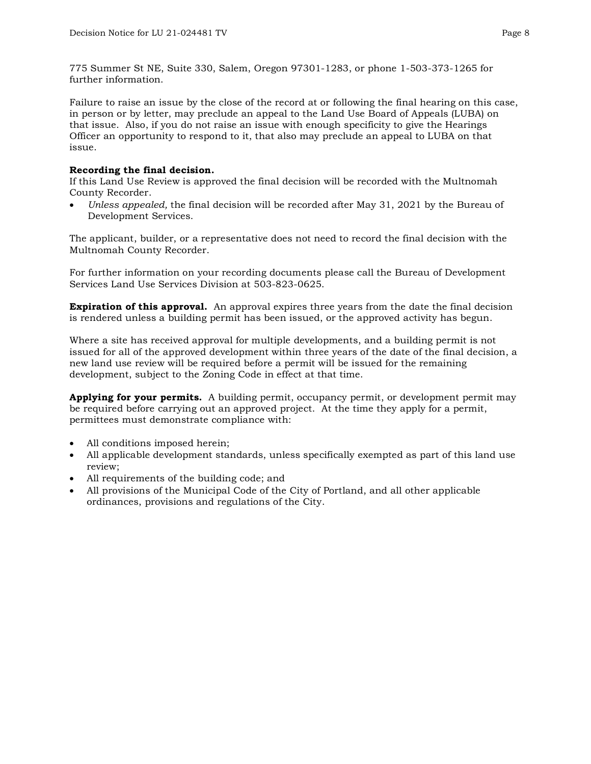775 Summer St NE, Suite 330, Salem, Oregon 97301-1283, or phone 1-503-373-1265 for further information.

Failure to raise an issue by the close of the record at or following the final hearing on this case, in person or by letter, may preclude an appeal to the Land Use Board of Appeals (LUBA) on that issue. Also, if you do not raise an issue with enough specificity to give the Hearings Officer an opportunity to respond to it, that also may preclude an appeal to LUBA on that issue.

**Recording the final decision.**
If this Land Use Review is approved the final decision will be recorded with the Multnomah County Recorder.

- *Unless appealed,* the final decision will be recorded after May 31, 2021 by the Bureau of Development Services.

The applicant, builder, or a representative does not need to record the final decision with the Multnomah County Recorder.

For further information on your recording documents please call the Bureau of Development Services Land Use Services Division at 503-823-0625.

**Expiration of this approval.** An approval expires three years from the date the final decision is rendered unless a building permit has been issued, or the approved activity has begun.

Where a site has received approval for multiple developments, and a building permit is not issued for all of the approved development within three years of the date of the final decision, a new land use review will be required before a permit will be issued for the remaining development, subject to the Zoning Code in effect at that time.

**Applying for your permits.** A building permit, occupancy permit, or development permit may be required before carrying out an approved project. At the time they apply for a permit, permittees must demonstrate compliance with:

- All conditions imposed herein;
- All applicable development standards, unless specifically exempted as part of this land use review;
- All requirements of the building code; and
- All provisions of the Municipal Code of the City of Portland, and all other applicable ordinances, provisions and regulations of the City.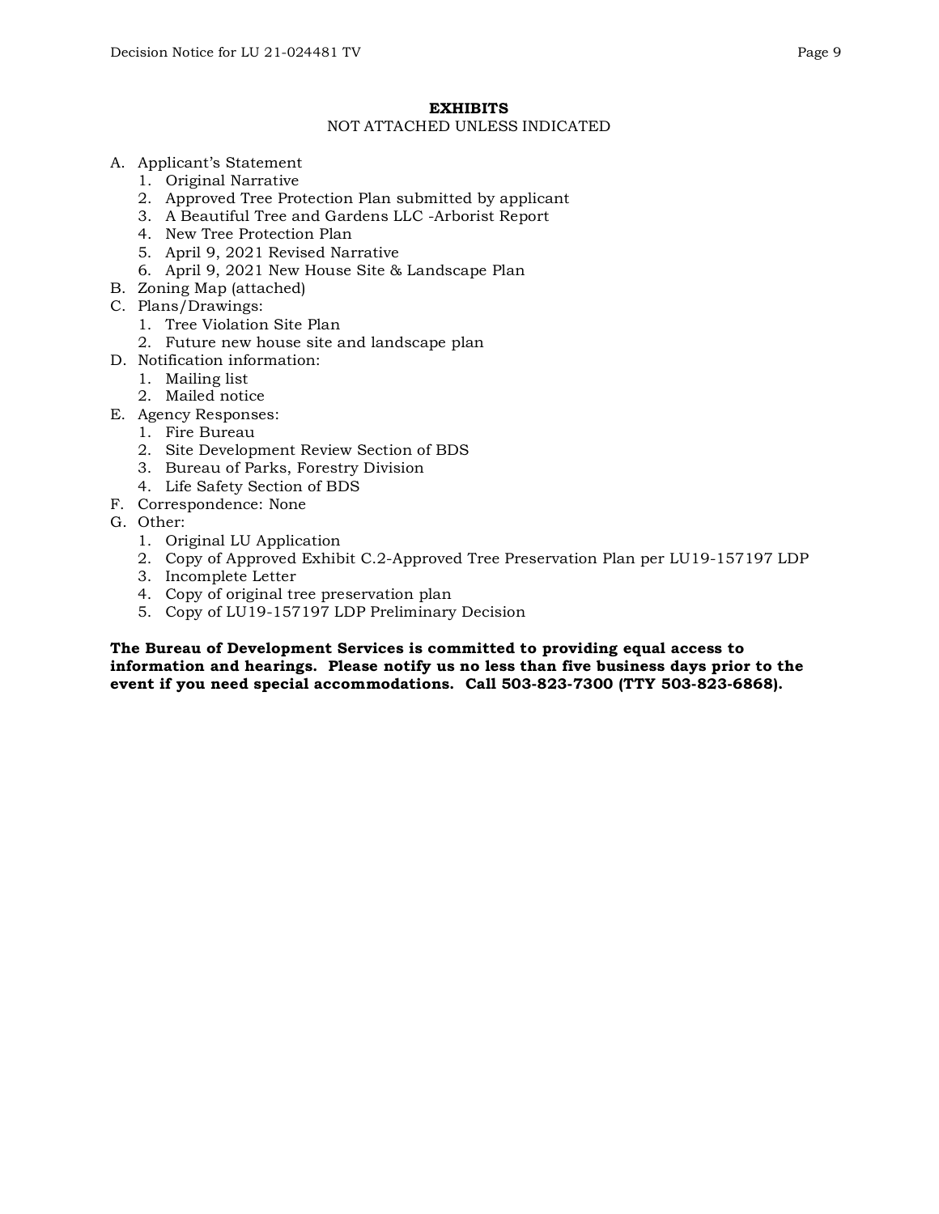## EXHIBITS

NOT ATTACHED UNLESS INDICATED

A. Applicant's Statement
   1. Original Narrative
   2. Approved Tree Protection Plan submitted by applicant
   3. A Beautiful Tree and Gardens LLC -Arborist Report
   4. New Tree Protection Plan
   5. April 9, 2021 Revised Narrative
   6. April 9, 2021 New House Site & Landscape Plan
B. Zoning Map (attached)
C. Plans/Drawings:
   1. Tree Violation Site Plan
   2. Future new house site and landscape plan
D. Notification information:
   1. Mailing list
   2. Mailed notice
E. Agency Responses:
   1. Fire Bureau
   2. Site Development Review Section of BDS
   3. Bureau of Parks, Forestry Division
   4. Life Safety Section of BDS
F. Correspondence: None
G. Other:
   1. Original LU Application
   2. Copy of Approved Exhibit C.2-Approved Tree Preservation Plan per LU19-157197 LDP
   3. Incomplete Letter
   4. Copy of original tree preservation plan
   5. Copy of LU19-157197 LDP Preliminary Decision

**The Bureau of Development Services is committed to providing equal access to information and hearings. Please notify us no less than five business days prior to the event if you need special accommodations. Call 503-823-7300 (TTY 503-823-6868).**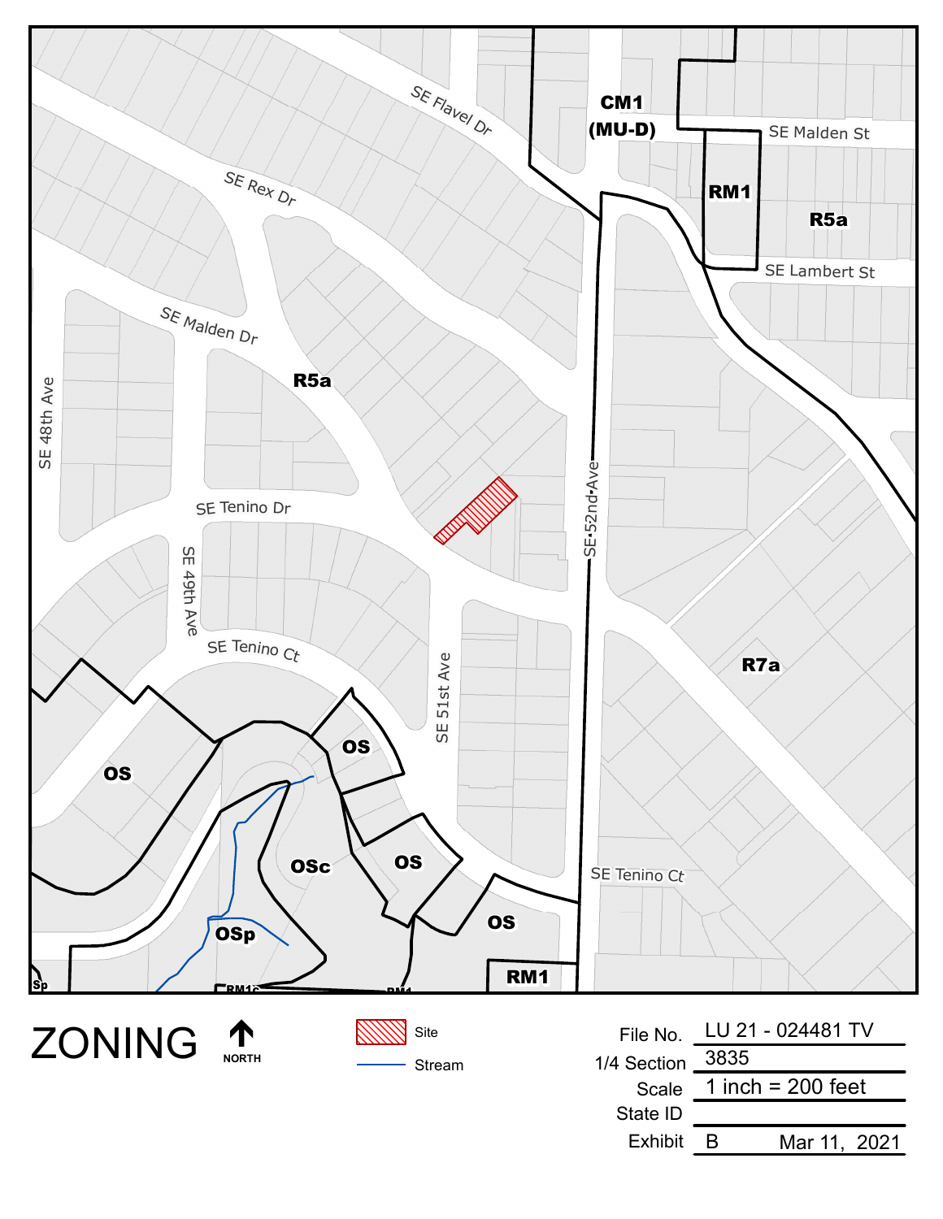SE Flavel Dr

CM1
(MU-D)

SE Malden St

RM1

R5a

SE Rex Dr

SE Lambert St

SE Malden Dr

R5a

SE 48th Ave

SE Tenino Dr

SE 52nd Ave

SE 49th Ave

SE Tenino Ct

R7a

SE 51st Ave

OS

OS

OSc

OS

OSp

OS

SE Tenino Ct

RM1

# ZONING

NORTH

Site

Stream

| | |
|---|---|
| File No. | LU 21 - 024481 TV |
| 1/4 Section | 3835 |
| Scale | 1 inch = 200 feet |
| State ID | |
| Exhibit | B Mar 11, 2021 |